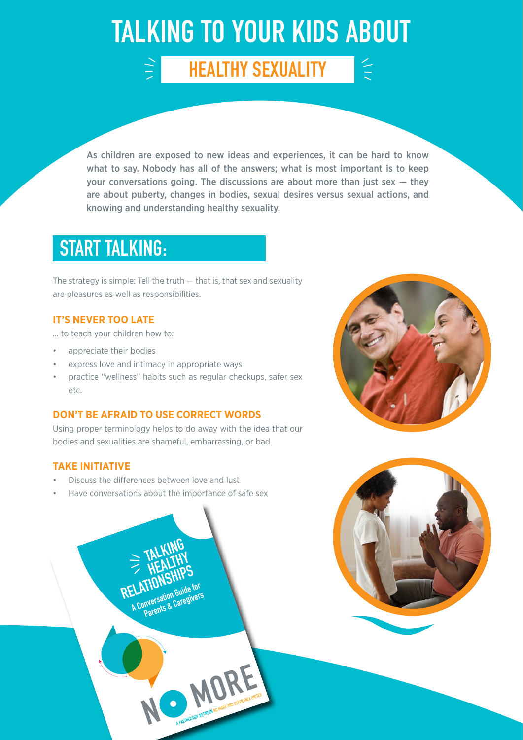# TALKING TO YOUR KIDS ABOUT

## HEALTHY SEXUALITY

As children are exposed to new ideas and experiences, it can be hard to know what to say. Nobody has all of the answers; what is most important is to keep your conversations going. The discussions are about more than just sex — they are about puberty, changes in bodies, sexual desires versus sexual actions, and knowing and understanding healthy sexuality.

## START TALKING:

The strategy is simple: Tell the truth — that is, that sex and sexuality are pleasures as well as responsibilities.

### IT'S NEVER TOO LATE

… to teach your children how to:

- appreciate their bodies
- express love and intimacy in appropriate ways
- practice "wellness" habits such as regular checkups, safer sex etc.

### DON'T BE AFRAID TO USE CORRECT WORDS

Using proper terminology helps to do away with the idea that our bodies and sexualities are shameful, embarrassing, or bad.

### TAKE INITIATIVE

- Discuss the differences between love and lust
- Have conversations about the importance of safe sex

TALKING HEALTHY RELATIONSHIPS

A Conversation Guide for Parents & Caregivers

NO MORE

A PARTNERSHIP BETWEEN NO MORE AND ESPERANZA UNITED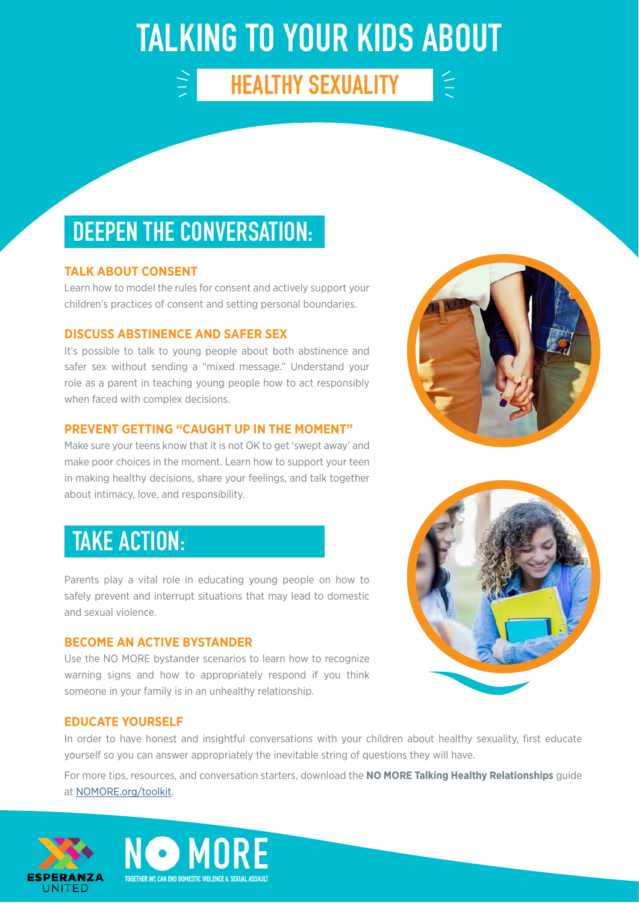# TALKING TO YOUR KIDS ABOUT

## HEALTHY SEXUALITY

## DEEPEN THE CONVERSATION:

### TALK ABOUT CONSENT

Learn how to model the rules for consent and actively support your children's practices of consent and setting personal boundaries.

### DISCUSS ABSTINENCE AND SAFER SEX

It's possible to talk to young people about both abstinence and safer sex without sending a "mixed message." Understand your role as a parent in teaching young people how to act responsibly when faced with complex decisions.

### PREVENT GETTING "CAUGHT UP IN THE MOMENT"

Make sure your teens know that it is not OK to get 'swept away' and make poor choices in the moment. Learn how to support your teen in making healthy decisions, share your feelings, and talk together about intimacy, love, and responsibility.

## TAKE ACTION:

Parents play a vital role in educating young people on how to safely prevent and interrupt situations that may lead to domestic and sexual violence.

### BECOME AN ACTIVE BYSTANDER

Use the NO MORE bystander scenarios to learn how to recognize warning signs and how to appropriately respond if you think someone in your family is in an unhealthy relationship.

### EDUCATE YOURSELF

In order to have honest and insightful conversations with your children about healthy sexuality, first educate yourself so you can answer appropriately the inevitable string of questions they will have.

For more tips, resources, and conversation starters, download the **NO MORE Talking Healthy Relationships** guide at NOMORE.org/toolkit.

ESPERANZA UNITED

NO MORE

TOGETHER WE CAN END DOMESTIC VIOLENCE & SEXUAL ASSAULT